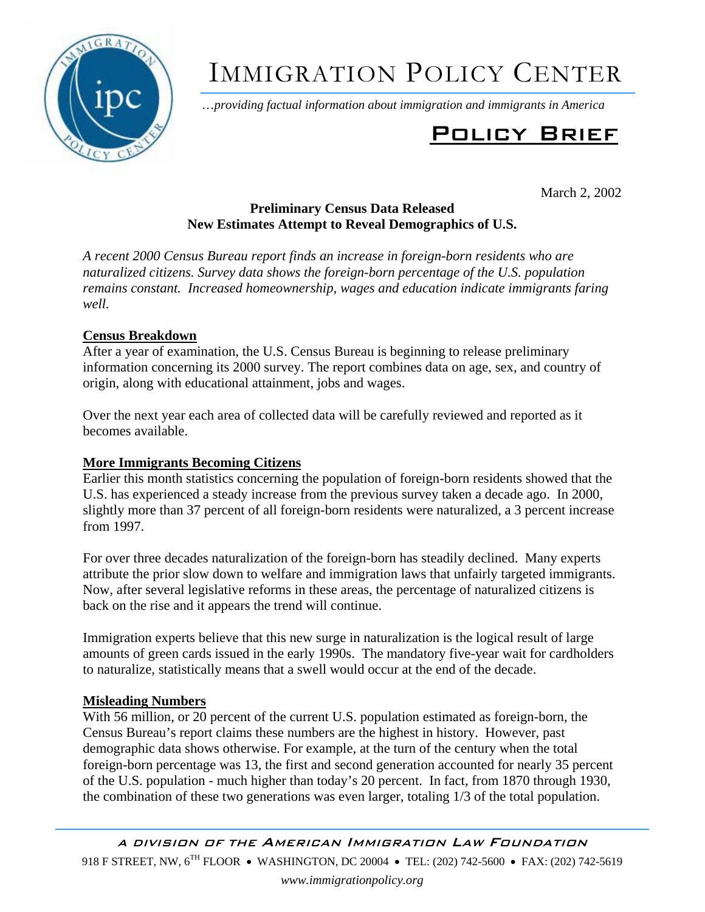# IMMIGRATION POLICY CENTER

*…providing factual information about immigration and immigrants in America*

## POLICY BRIEF

March 2, 2002

**Preliminary Census Data Released**
**New Estimates Attempt to Reveal Demographics of U.S.**

*A recent 2000 Census Bureau report finds an increase in foreign-born residents who are naturalized citizens. Survey data shows the foreign-born percentage of the U.S. population remains constant. Increased homeownership, wages and education indicate immigrants faring well.*

### Census Breakdown

After a year of examination, the U.S. Census Bureau is beginning to release preliminary information concerning its 2000 survey. The report combines data on age, sex, and country of origin, along with educational attainment, jobs and wages.

Over the next year each area of collected data will be carefully reviewed and reported as it becomes available.

### More Immigrants Becoming Citizens

Earlier this month statistics concerning the population of foreign-born residents showed that the U.S. has experienced a steady increase from the previous survey taken a decade ago. In 2000, slightly more than 37 percent of all foreign-born residents were naturalized, a 3 percent increase from 1997.

For over three decades naturalization of the foreign-born has steadily declined. Many experts attribute the prior slow down to welfare and immigration laws that unfairly targeted immigrants. Now, after several legislative reforms in these areas, the percentage of naturalized citizens is back on the rise and it appears the trend will continue.

Immigration experts believe that this new surge in naturalization is the logical result of large amounts of green cards issued in the early 1990s. The mandatory five-year wait for cardholders to naturalize, statistically means that a swell would occur at the end of the decade.

### Misleading Numbers

With 56 million, or 20 percent of the current U.S. population estimated as foreign-born, the Census Bureau's report claims these numbers are the highest in history. However, past demographic data shows otherwise. For example, at the turn of the century when the total foreign-born percentage was 13, the first and second generation accounted for nearly 35 percent of the U.S. population - much higher than today's 20 percent. In fact, from 1870 through 1930, the combination of these two generations was even larger, totaling 1/3 of the total population.

*A DIVISION OF THE AMERICAN IMMIGRATION LAW FOUNDATION*

918 F STREET, NW, 6TH FLOOR • WASHINGTON, DC 20004 • TEL: (202) 742-5600 • FAX: (202) 742-5619

*www.immigrationpolicy.org*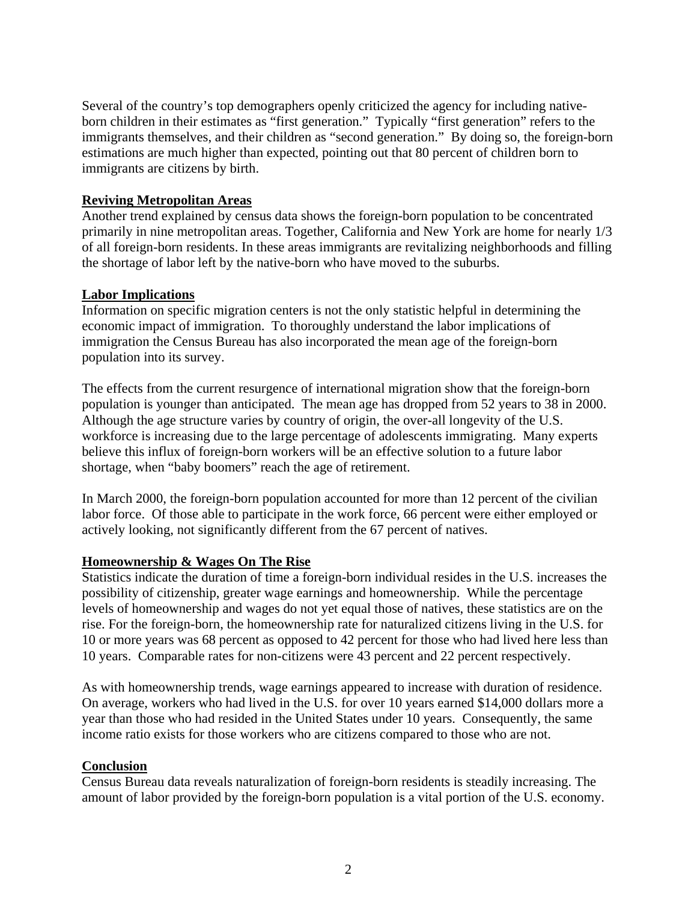Several of the country's top demographers openly criticized the agency for including native-born children in their estimates as "first generation." Typically "first generation" refers to the immigrants themselves, and their children as "second generation." By doing so, the foreign-born estimations are much higher than expected, pointing out that 80 percent of children born to immigrants are citizens by birth.

**Reviving Metropolitan Areas**

Another trend explained by census data shows the foreign-born population to be concentrated primarily in nine metropolitan areas. Together, California and New York are home for nearly 1/3 of all foreign-born residents. In these areas immigrants are revitalizing neighborhoods and filling the shortage of labor left by the native-born who have moved to the suburbs.

**Labor Implications**

Information on specific migration centers is not the only statistic helpful in determining the economic impact of immigration. To thoroughly understand the labor implications of immigration the Census Bureau has also incorporated the mean age of the foreign-born population into its survey.

The effects from the current resurgence of international migration show that the foreign-born population is younger than anticipated. The mean age has dropped from 52 years to 38 in 2000. Although the age structure varies by country of origin, the over-all longevity of the U.S. workforce is increasing due to the large percentage of adolescents immigrating. Many experts believe this influx of foreign-born workers will be an effective solution to a future labor shortage, when "baby boomers" reach the age of retirement.

In March 2000, the foreign-born population accounted for more than 12 percent of the civilian labor force. Of those able to participate in the work force, 66 percent were either employed or actively looking, not significantly different from the 67 percent of natives.

**Homeownership & Wages On The Rise**

Statistics indicate the duration of time a foreign-born individual resides in the U.S. increases the possibility of citizenship, greater wage earnings and homeownership. While the percentage levels of homeownership and wages do not yet equal those of natives, these statistics are on the rise. For the foreign-born, the homeownership rate for naturalized citizens living in the U.S. for 10 or more years was 68 percent as opposed to 42 percent for those who had lived here less than 10 years. Comparable rates for non-citizens were 43 percent and 22 percent respectively.

As with homeownership trends, wage earnings appeared to increase with duration of residence. On average, workers who had lived in the U.S. for over 10 years earned $14,000 dollars more a year than those who had resided in the United States under 10 years. Consequently, the same income ratio exists for those workers who are citizens compared to those who are not.

**Conclusion**

Census Bureau data reveals naturalization of foreign-born residents is steadily increasing. The amount of labor provided by the foreign-born population is a vital portion of the U.S. economy.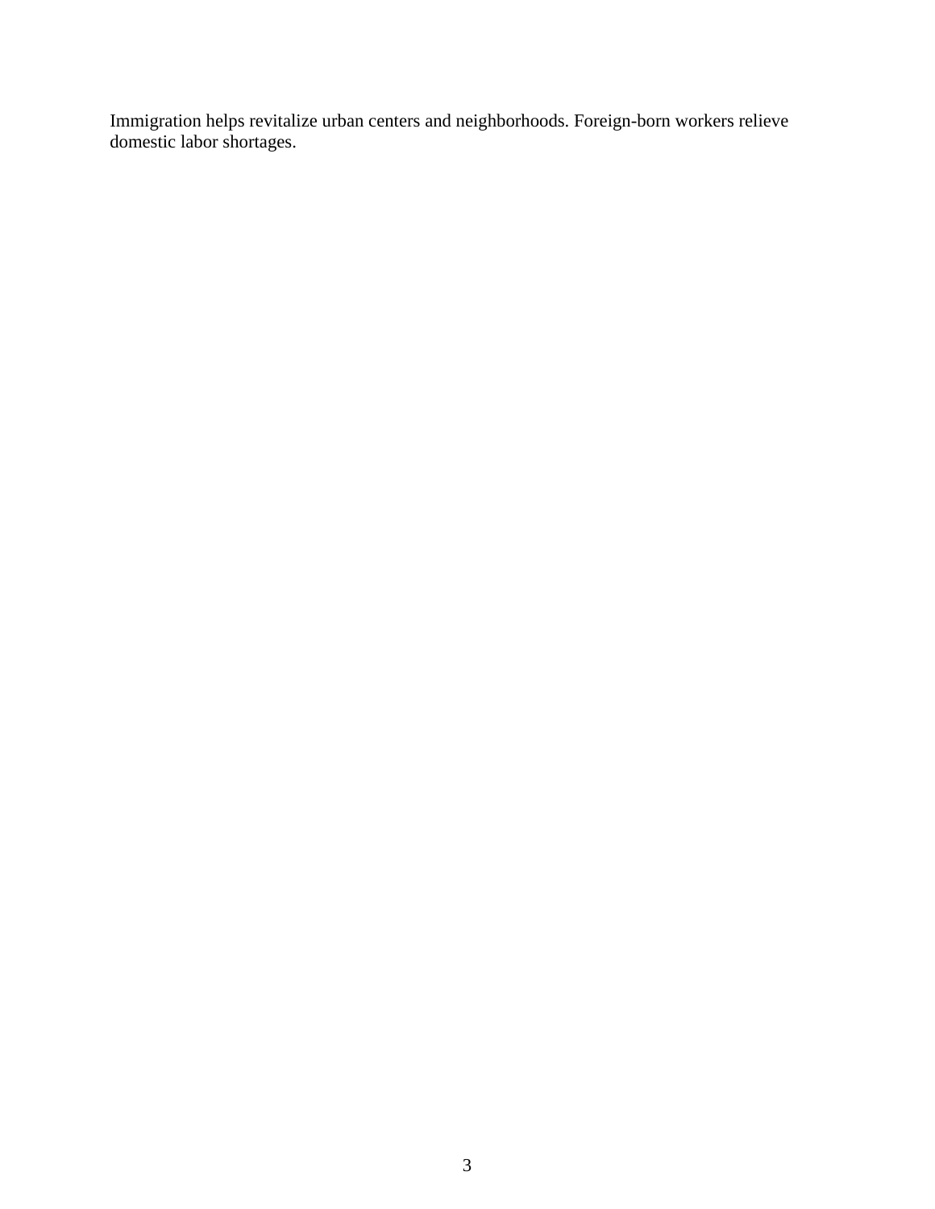Immigration helps revitalize urban centers and neighborhoods. Foreign-born workers relieve domestic labor shortages.